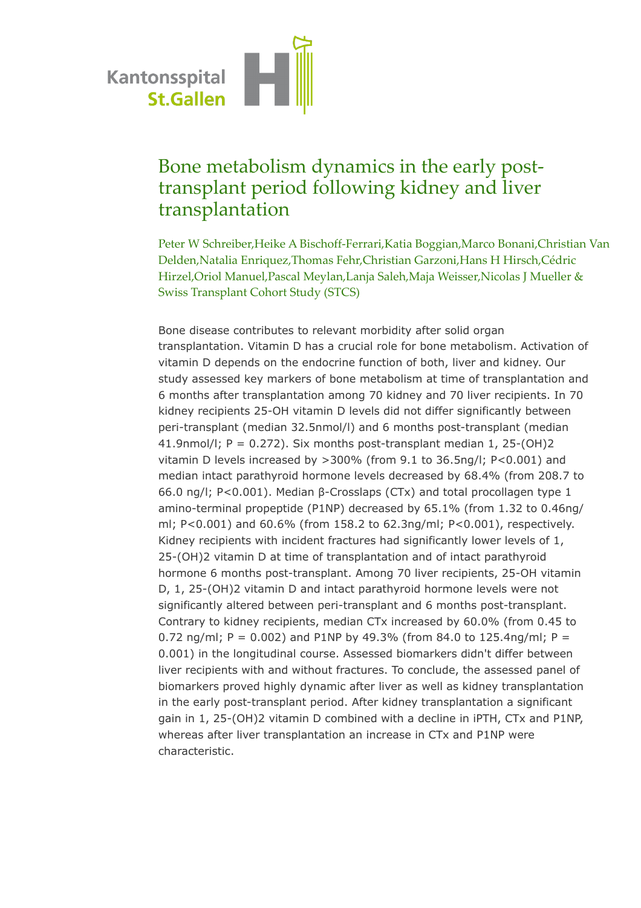Kantonsspital
St.Gallen

# Bone metabolism dynamics in the early post-transplant period following kidney and liver transplantation

Peter W Schreiber,Heike A Bischoff-Ferrari,Katia Boggian,Marco Bonani,Christian Van Delden,Natalia Enriquez,Thomas Fehr,Christian Garzoni,Hans H Hirsch,Cédric Hirzel,Oriol Manuel,Pascal Meylan,Lanja Saleh,Maja Weisser,Nicolas J Mueller & Swiss Transplant Cohort Study (STCS)

Bone disease contributes to relevant morbidity after solid organ transplantation. Vitamin D has a crucial role for bone metabolism. Activation of vitamin D depends on the endocrine function of both, liver and kidney. Our study assessed key markers of bone metabolism at time of transplantation and 6 months after transplantation among 70 kidney and 70 liver recipients. In 70 kidney recipients 25-OH vitamin D levels did not differ significantly between peri-transplant (median 32.5nmol/l) and 6 months post-transplant (median 41.9nmol/l; P = 0.272). Six months post-transplant median 1, 25-(OH)2 vitamin D levels increased by >300% (from 9.1 to 36.5ng/l; P<0.001) and median intact parathyroid hormone levels decreased by 68.4% (from 208.7 to 66.0 ng/l; P<0.001). Median β-Crosslaps (CTx) and total procollagen type 1 amino-terminal propeptide (P1NP) decreased by 65.1% (from 1.32 to 0.46ng/ml; P<0.001) and 60.6% (from 158.2 to 62.3ng/ml; P<0.001), respectively. Kidney recipients with incident fractures had significantly lower levels of 1, 25-(OH)2 vitamin D at time of transplantation and of intact parathyroid hormone 6 months post-transplant. Among 70 liver recipients, 25-OH vitamin D, 1, 25-(OH)2 vitamin D and intact parathyroid hormone levels were not significantly altered between peri-transplant and 6 months post-transplant. Contrary to kidney recipients, median CTx increased by 60.0% (from 0.45 to 0.72 ng/ml; P = 0.002) and P1NP by 49.3% (from 84.0 to 125.4ng/ml; P = 0.001) in the longitudinal course. Assessed biomarkers didn't differ between liver recipients with and without fractures. To conclude, the assessed panel of biomarkers proved highly dynamic after liver as well as kidney transplantation in the early post-transplant period. After kidney transplantation a significant gain in 1, 25-(OH)2 vitamin D combined with a decline in iPTH, CTx and P1NP, whereas after liver transplantation an increase in CTx and P1NP were characteristic.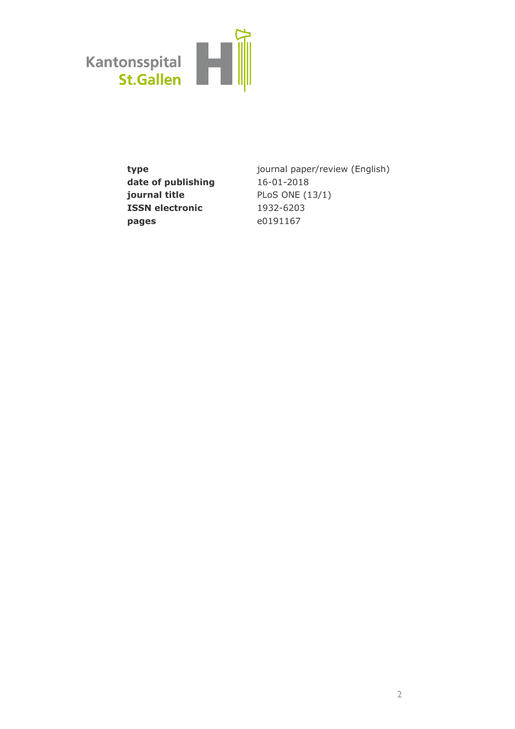Kantonsspital
St.Gallen

| | |
|---|---|
| **type** | journal paper/review (English) |
| **date of publishing** | 16-01-2018 |
| **journal title** | PLoS ONE (13/1) |
| **ISSN electronic** | 1932-6203 |
| **pages** | e0191167 |